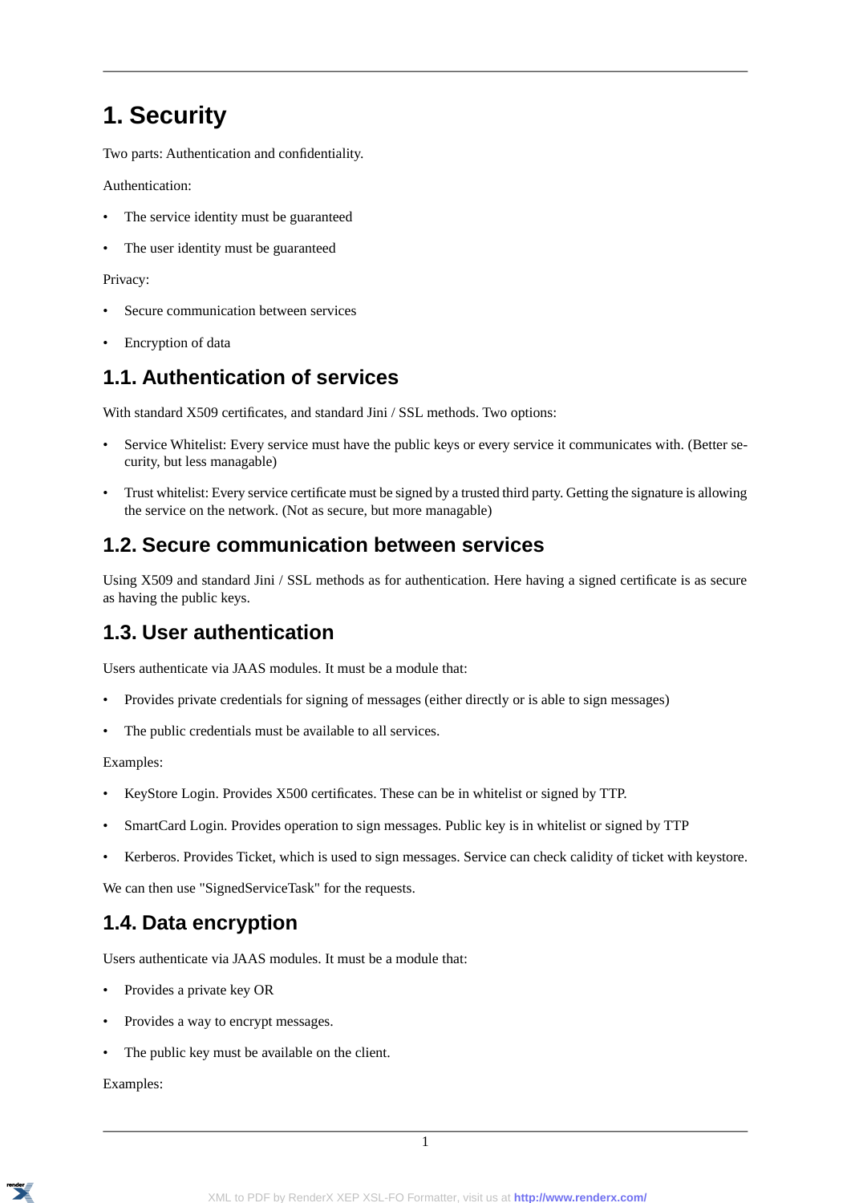# 1. Security

Two parts: Authentication and confidentiality.

Authentication:

- The service identity must be guaranteed
- The user identity must be guaranteed

Privacy:

- Secure communication between services
- Encryption of data

## 1.1. Authentication of services

With standard X509 certificates, and standard Jini / SSL methods. Two options:

- Service Whitelist: Every service must have the public keys or every service it communicates with. (Better security, but less managable)
- Trust whitelist: Every service certificate must be signed by a trusted third party. Getting the signature is allowing the service on the network. (Not as secure, but more managable)

## 1.2. Secure communication between services

Using X509 and standard Jini / SSL methods as for authentication. Here having a signed certificate is as secure as having the public keys.

## 1.3. User authentication

Users authenticate via JAAS modules. It must be a module that:

- Provides private credentials for signing of messages (either directly or is able to sign messages)
- The public credentials must be available to all services.

Examples:

- KeyStore Login. Provides X500 certificates. These can be in whitelist or signed by TTP.
- SmartCard Login. Provides operation to sign messages. Public key is in whitelist or signed by TTP
- Kerberos. Provides Ticket, which is used to sign messages. Service can check calidity of ticket with keystore.

We can then use "SignedServiceTask" for the requests.

## 1.4. Data encryption

Users authenticate via JAAS modules. It must be a module that:

- Provides a private key OR
- Provides a way to encrypt messages.
- The public key must be available on the client.

Examples: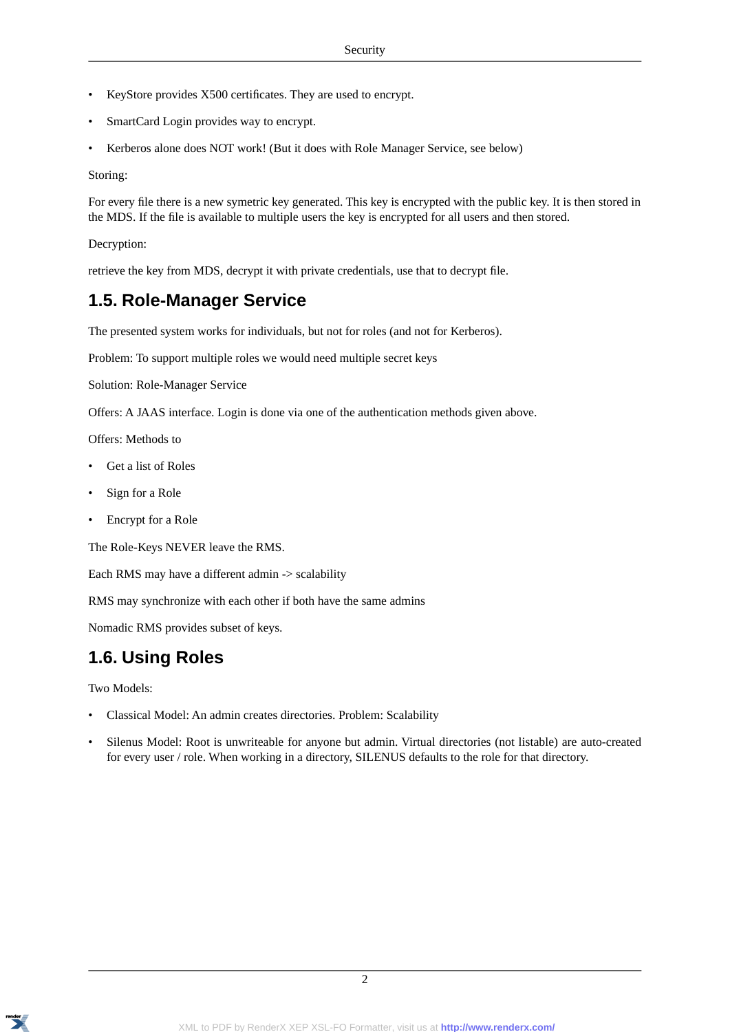- KeyStore provides X500 certificates. They are used to encrypt.
- SmartCard Login provides way to encrypt.
- Kerberos alone does NOT work! (But it does with Role Manager Service, see below)

Storing:

For every file there is a new symetric key generated. This key is encrypted with the public key. It is then stored in the MDS. If the file is available to multiple users the key is encrypted for all users and then stored.

Decryption:

retrieve the key from MDS, decrypt it with private credentials, use that to decrypt file.

## 1.5. Role-Manager Service

The presented system works for individuals, but not for roles (and not for Kerberos).

Problem: To support multiple roles we would need multiple secret keys

Solution: Role-Manager Service

Offers: A JAAS interface. Login is done via one of the authentication methods given above.

Offers: Methods to

- Get a list of Roles
- Sign for a Role
- Encrypt for a Role

The Role-Keys NEVER leave the RMS.

Each RMS may have a different admin -> scalability

RMS may synchronize with each other if both have the same admins

Nomadic RMS provides subset of keys.

## 1.6. Using Roles

Two Models:

- Classical Model: An admin creates directories. Problem: Scalability
- Silenus Model: Root is unwriteable for anyone but admin. Virtual directories (not listable) are auto-created for every user / role. When working in a directory, SILENUS defaults to the role for that directory.